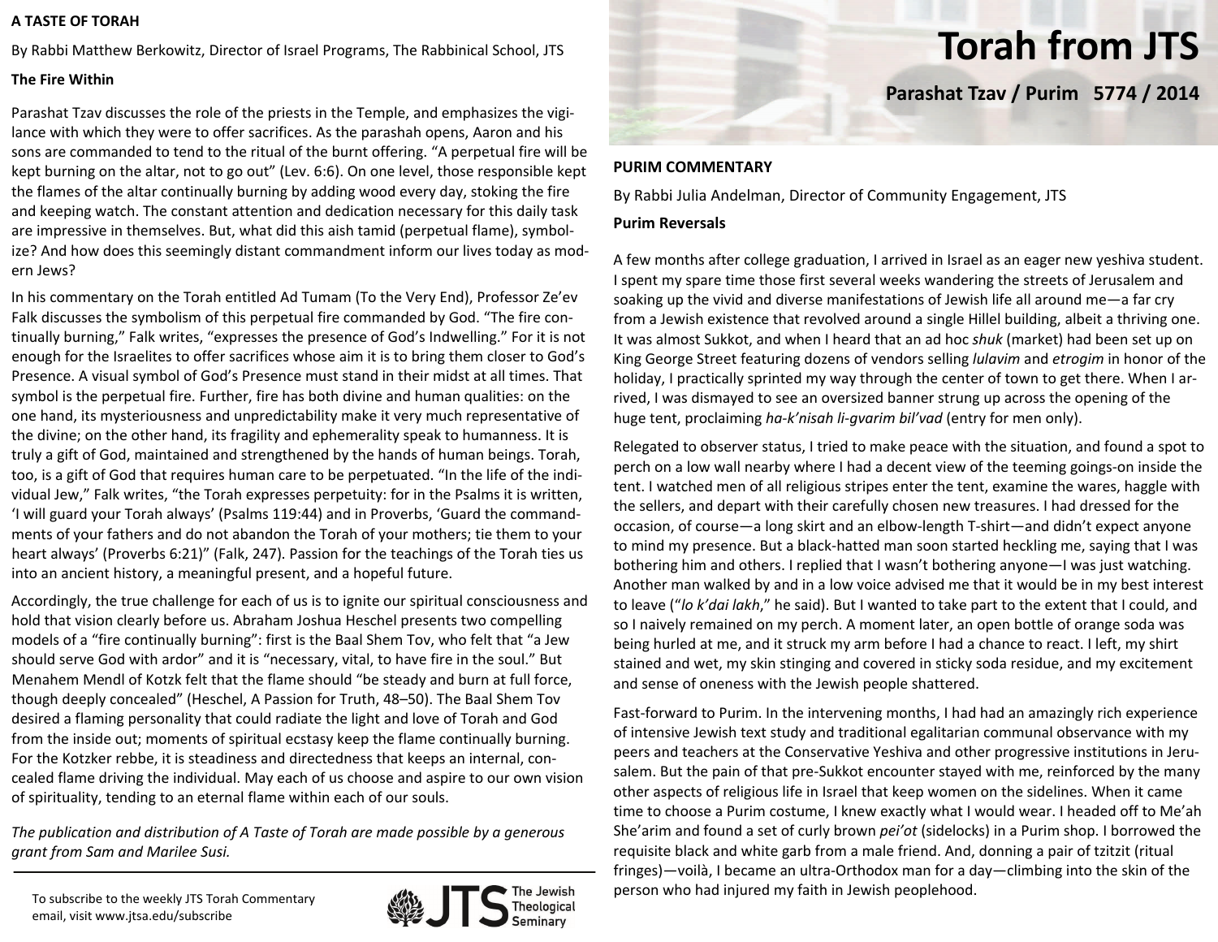# Torah from JTS

## Parashat Tzav / Purim 5774 / 2014

## A TASTE OF TORAH

By Rabbi Matthew Berkowitz, Director of Israel Programs, The Rabbinical School, JTS

### The Fire Within

Parashat Tzav discusses the role of the priests in the Temple, and emphasizes the vigilance with which they were to offer sacrifices. As the parashah opens, Aaron and his sons are commanded to tend to the ritual of the burnt offering. "A perpetual fire will be kept burning on the altar, not to go out" (Lev. 6:6). On one level, those responsible kept the flames of the altar continually burning by adding wood every day, stoking the fire and keeping watch. The constant attention and dedication necessary for this daily task are impressive in themselves. But, what did this aish tamid (perpetual flame), symbolize? And how does this seemingly distant commandment inform our lives today as modern Jews?

In his commentary on the Torah entitled Ad Tumam (To the Very End), Professor Ze'ev Falk discusses the symbolism of this perpetual fire commanded by God. "The fire continually burning," Falk writes, "expresses the presence of God's Indwelling." For it is not enough for the Israelites to offer sacrifices whose aim it is to bring them closer to God's Presence. A visual symbol of God's Presence must stand in their midst at all times. That symbol is the perpetual fire. Further, fire has both divine and human qualities: on the one hand, its mysteriousness and unpredictability make it very much representative of the divine; on the other hand, its fragility and ephemerality speak to humanness. It is truly a gift of God, maintained and strengthened by the hands of human beings. Torah, too, is a gift of God that requires human care to be perpetuated. "In the life of the individual Jew," Falk writes, "the Torah expresses perpetuity: for in the Psalms it is written, 'I will guard your Torah always' (Psalms 119:44) and in Proverbs, 'Guard the commandments of your fathers and do not abandon the Torah of your mothers; tie them to your heart always' (Proverbs 6:21)" (Falk, 247). Passion for the teachings of the Torah ties us into an ancient history, a meaningful present, and a hopeful future.

Accordingly, the true challenge for each of us is to ignite our spiritual consciousness and hold that vision clearly before us. Abraham Joshua Heschel presents two compelling models of a "fire continually burning": first is the Baal Shem Tov, who felt that "a Jew should serve God with ardor" and it is "necessary, vital, to have fire in the soul." But Menahem Mendl of Kotzk felt that the flame should "be steady and burn at full force, though deeply concealed" (Heschel, A Passion for Truth, 48–50). The Baal Shem Tov desired a flaming personality that could radiate the light and love of Torah and God from the inside out; moments of spiritual ecstasy keep the flame continually burning. For the Kotzker rebbe, it is steadiness and directedness that keeps an internal, concealed flame driving the individual. May each of us choose and aspire to our own vision of spirituality, tending to an eternal flame within each of our souls.

*The publication and distribution of A Taste of Torah are made possible by a generous grant from Sam and Marilee Susi.*

To subscribe to the weekly JTS Torah Commentary email, visit www.jtsa.edu/subscribe

JTS The Jewish Theological Seminary

## PURIM COMMENTARY

By Rabbi Julia Andelman, Director of Community Engagement, JTS

### Purim Reversals

A few months after college graduation, I arrived in Israel as an eager new yeshiva student. I spent my spare time those first several weeks wandering the streets of Jerusalem and soaking up the vivid and diverse manifestations of Jewish life all around me—a far cry from a Jewish existence that revolved around a single Hillel building, albeit a thriving one. It was almost Sukkot, and when I heard that an ad hoc *shuk* (market) had been set up on King George Street featuring dozens of vendors selling *lulavim* and *etrogim* in honor of the holiday, I practically sprinted my way through the center of town to get there. When I arrived, I was dismayed to see an oversized banner strung up across the opening of the huge tent, proclaiming *ha-k'nisah li-gvarim bil'vad* (entry for men only).

Relegated to observer status, I tried to make peace with the situation, and found a spot to perch on a low wall nearby where I had a decent view of the teeming goings-on inside the tent. I watched men of all religious stripes enter the tent, examine the wares, haggle with the sellers, and depart with their carefully chosen new treasures. I had dressed for the occasion, of course—a long skirt and an elbow-length T-shirt—and didn't expect anyone to mind my presence. But a black-hatted man soon started heckling me, saying that I was bothering him and others. I replied that I wasn't bothering anyone—I was just watching. Another man walked by and in a low voice advised me that it would be in my best interest to leave ("*lo k'dai lakh*," he said). But I wanted to take part to the extent that I could, and so I naively remained on my perch. A moment later, an open bottle of orange soda was being hurled at me, and it struck my arm before I had a chance to react. I left, my shirt stained and wet, my skin stinging and covered in sticky soda residue, and my excitement and sense of oneness with the Jewish people shattered.

Fast-forward to Purim. In the intervening months, I had had an amazingly rich experience of intensive Jewish text study and traditional egalitarian communal observance with my peers and teachers at the Conservative Yeshiva and other progressive institutions in Jerusalem. But the pain of that pre-Sukkot encounter stayed with me, reinforced by the many other aspects of religious life in Israel that keep women on the sidelines. When it came time to choose a Purim costume, I knew exactly what I would wear. I headed off to Me'ah She'arim and found a set of curly brown *pei'ot* (sidelocks) in a Purim shop. I borrowed the requisite black and white garb from a male friend. And, donning a pair of tzitzit (ritual fringes)—voilà, I became an ultra-Orthodox man for a day—climbing into the skin of the person who had injured my faith in Jewish peoplehood.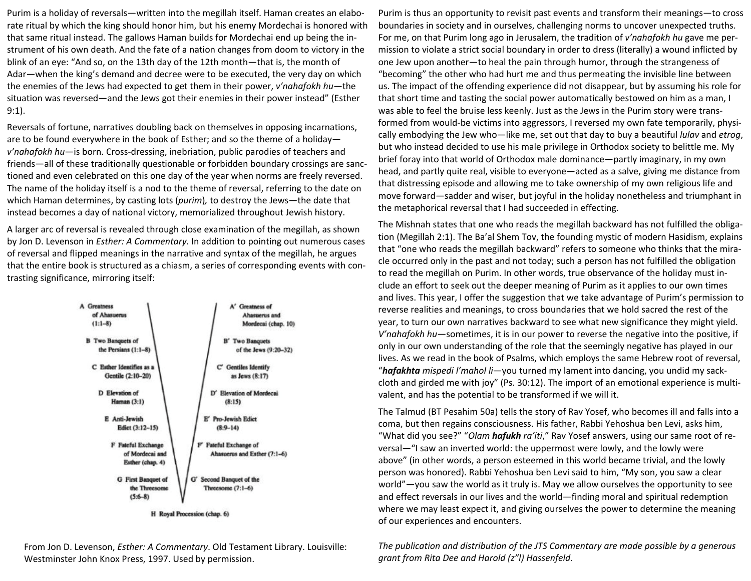Purim is a holiday of reversals—written into the megillah itself. Haman creates an elaborate ritual by which the king should honor him, but his enemy Mordechai is honored with that same ritual instead. The gallows Haman builds for Mordechai end up being the instrument of his own death. And the fate of a nation changes from doom to victory in the blink of an eye: "And so, on the 13th day of the 12th month—that is, the month of Adar—when the king's demand and decree were to be executed, the very day on which the enemies of the Jews had expected to get them in their power, *v'nahafokh hu*—the situation was reversed—and the Jews got their enemies in their power instead" (Esther 9:1).

Reversals of fortune, narratives doubling back on themselves in opposing incarnations, are to be found everywhere in the book of Esther; and so the theme of a holiday—*v'nahafokh hu*—is born. Cross-dressing, inebriation, public parodies of teachers and friends—all of these traditionally questionable or forbidden boundary crossings are sanctioned and even celebrated on this one day of the year when norms are freely reversed. The name of the holiday itself is a nod to the theme of reversal, referring to the date on which Haman determines, by casting lots (*purim*)*,* to destroy the Jews—the date that instead becomes a day of national victory, memorialized throughout Jewish history.

A larger arc of reversal is revealed through close examination of the megillah, as shown by Jon D. Levenson in *Esther: A Commentary.* In addition to pointing out numerous cases of reversal and flipped meanings in the narrative and syntax of the megillah, he argues that the entire book is structured as a chiasm, a series of corresponding events with contrasting significance, mirroring itself:

A Greatness of Ahasuerus (1:1–8)
A′ Greatness of Ahasuerus and Mordecai (chap. 10)
B Two Banquets of the Persians (1:1–8)
B′ Two Banquets of the Jews (9:20–32)
C Esther Identifies as a Gentile (2:10–20)
C′ Gentiles Identify as Jews (8:17)
D Elevation of Haman (3:1)
D′ Elevation of Mordecai (8:15)
E Anti-Jewish Edict (3:12–15)
E′ Pro-Jewish Edict (8:9–14)
F Fateful Exchange of Mordecai and Esther (chap. 4)
F′ Fateful Exchange of Ahasuerus and Esther (7:1–6)
G First Banquet of the Threesome (5:6–8)
G′ Second Banquet of the Threesome (7:1–6)
H Royal Procession (chap. 6)

From Jon D. Levenson, *Esther: A Commentary*. Old Testament Library. Louisville: Westminster John Knox Press, 1997. Used by permission.

Purim is thus an opportunity to revisit past events and transform their meanings—to cross boundaries in society and in ourselves, challenging norms to uncover unexpected truths. For me, on that Purim long ago in Jerusalem, the tradition of *v'nahafokh hu* gave me permission to violate a strict social boundary in order to dress (literally) a wound inflicted by one Jew upon another—to heal the pain through humor, through the strangeness of "becoming" the other who had hurt me and thus permeating the invisible line between us. The impact of the offending experience did not disappear, but by assuming his role for that short time and tasting the social power automatically bestowed on him as a man, I was able to feel the bruise less keenly. Just as the Jews in the Purim story were transformed from would-be victims into aggressors, I reversed my own fate temporarily, physically embodying the Jew who—like me, set out that day to buy a beautiful *lulav* and *etrog*, but who instead decided to use his male privilege in Orthodox society to belittle me. My brief foray into that world of Orthodox male dominance—partly imaginary, in my own head, and partly quite real, visible to everyone—acted as a salve, giving me distance from that distressing episode and allowing me to take ownership of my own religious life and move forward—sadder and wiser, but joyful in the holiday nonetheless and triumphant in the metaphorical reversal that I had succeeded in effecting.

The Mishnah states that one who reads the megillah backward has not fulfilled the obligation (Megillah 2:1). The Ba'al Shem Tov, the founding mystic of modern Hasidism, explains that "one who reads the megillah backward" refers to someone who thinks that the miracle occurred only in the past and not today; such a person has not fulfilled the obligation to read the megillah on Purim. In other words, true observance of the holiday must include an effort to seek out the deeper meaning of Purim as it applies to our own times and lives. This year, I offer the suggestion that we take advantage of Purim's permission to reverse realities and meanings, to cross boundaries that we hold sacred the rest of the year, to turn our own narratives backward to see what new significance they might yield. *V'nahafokh hu*—sometimes, it is in our power to reverse the negative into the positive, if only in our own understanding of the role that the seemingly negative has played in our lives. As we read in the book of Psalms, which employs the same Hebrew root of reversal, "***hafakhta*** *mispedi l'mahol li*—you turned my lament into dancing, you undid my sackcloth and girded me with joy" (Ps. 30:12). The import of an emotional experience is multivalent, and has the potential to be transformed if we will it.

The Talmud (BT Pesahim 50a) tells the story of Rav Yosef, who becomes ill and falls into a coma, but then regains consciousness. His father, Rabbi Yehoshua ben Levi, asks him, "What did you see?" "*Olam* ***hafukh*** *ra'iti*," Rav Yosef answers, using our same root of reversal—"I saw an inverted world: the uppermost were lowly, and the lowly were above" (in other words, a person esteemed in this world became trivial, and the lowly person was honored). Rabbi Yehoshua ben Levi said to him, "My son, you saw a clear world"—you saw the world as it truly is. May we allow ourselves the opportunity to see and effect reversals in our lives and the world—finding moral and spiritual redemption where we may least expect it, and giving ourselves the power to determine the meaning of our experiences and encounters.

*The publication and distribution of the JTS Commentary are made possible by a generous grant from Rita Dee and Harold (z"l) Hassenfeld.*